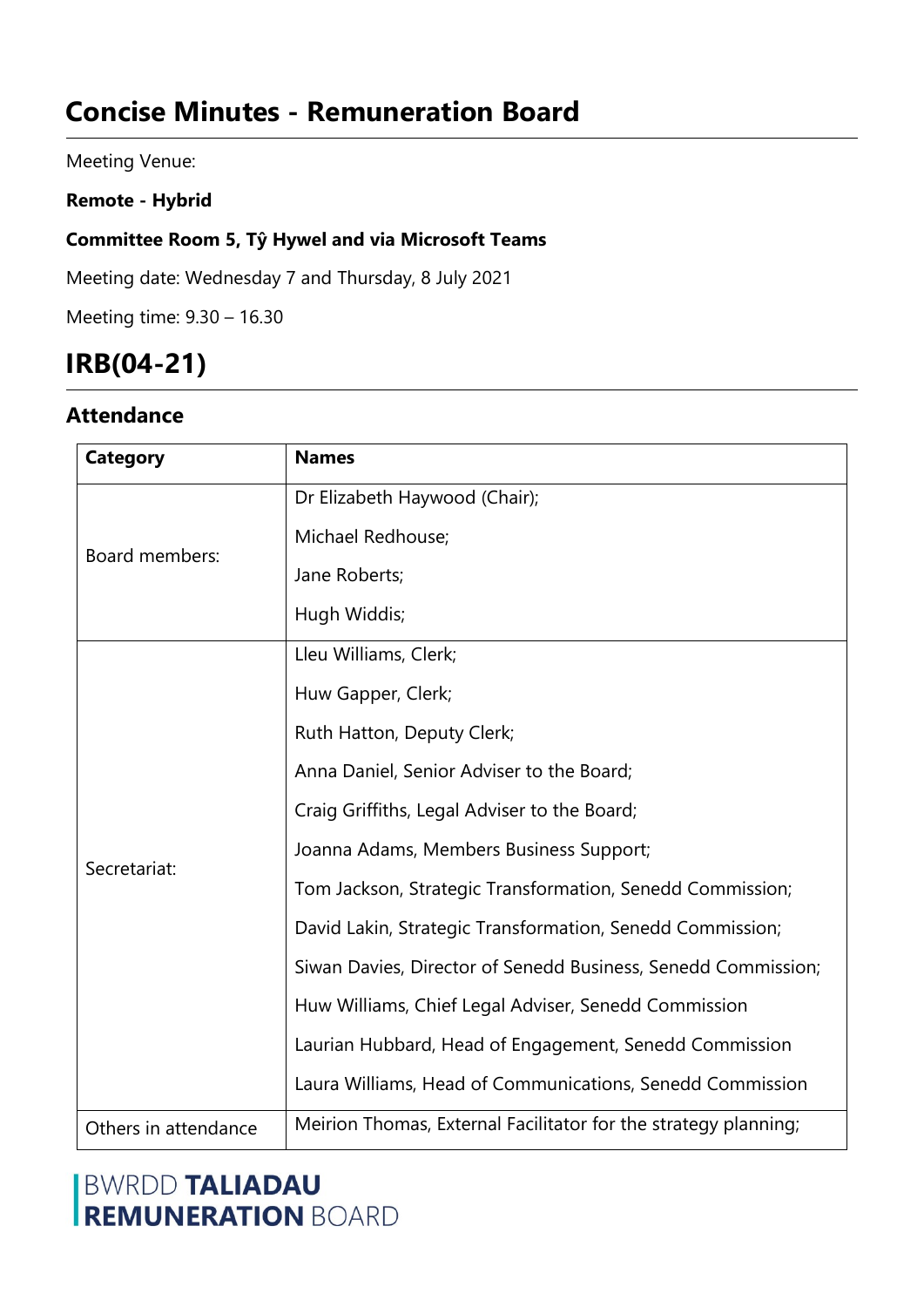# Concise Minutes - Remuneration Board

Meeting Venue:

**Remote - Hybrid**

**Committee Room 5, Tŷ Hywel and via Microsoft Teams**

Meeting date: Wednesday 7 and Thursday, 8 July 2021

Meeting time: 9.30 – 16.30

# IRB(04-21)

## Attendance

| Category | Names |
|---|---|
| Board members: | Dr Elizabeth Haywood (Chair);<br>Michael Redhouse;<br>Jane Roberts;<br>Hugh Widdis; |
| Secretariat: | Lleu Williams, Clerk;<br>Huw Gapper, Clerk;<br>Ruth Hatton, Deputy Clerk;<br>Anna Daniel, Senior Adviser to the Board;<br>Craig Griffiths, Legal Adviser to the Board;<br>Joanna Adams, Members Business Support;<br>Tom Jackson, Strategic Transformation, Senedd Commission;<br>David Lakin, Strategic Transformation, Senedd Commission;<br>Siwan Davies, Director of Senedd Business, Senedd Commission;<br>Huw Williams, Chief Legal Adviser, Senedd Commission<br>Laurian Hubbard, Head of Engagement, Senedd Commission<br>Laura Williams, Head of Communications, Senedd Commission |
| Others in attendance | Meirion Thomas, External Facilitator for the strategy planning; |

BWRDD **TALIADAU**
**REMUNERATION** BOARD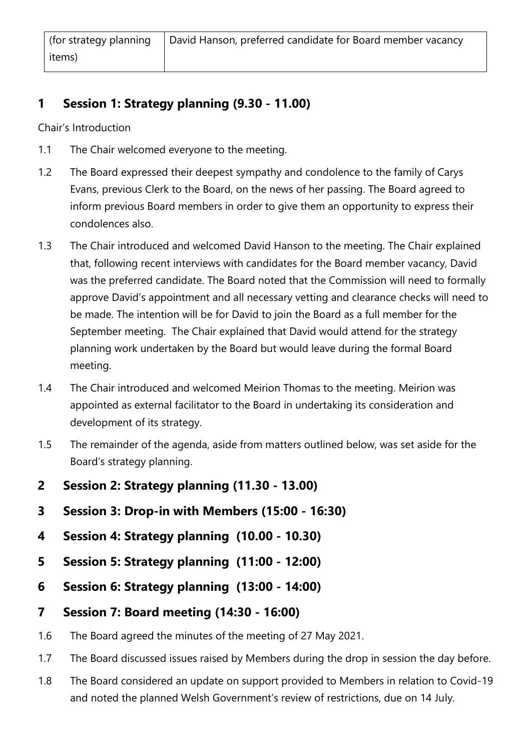| (for strategy planning items) | David Hanson, preferred candidate for Board member vacancy |
| --- | --- |

## 1 Session 1: Strategy planning (9.30 - 11.00)

Chair's Introduction

1.1 The Chair welcomed everyone to the meeting.

1.2 The Board expressed their deepest sympathy and condolence to the family of Carys Evans, previous Clerk to the Board, on the news of her passing. The Board agreed to inform previous Board members in order to give them an opportunity to express their condolences also.

1.3 The Chair introduced and welcomed David Hanson to the meeting. The Chair explained that, following recent interviews with candidates for the Board member vacancy, David was the preferred candidate. The Board noted that the Commission will need to formally approve David's appointment and all necessary vetting and clearance checks will need to be made. The intention will be for David to join the Board as a full member for the September meeting. The Chair explained that David would attend for the strategy planning work undertaken by the Board but would leave during the formal Board meeting.

1.4 The Chair introduced and welcomed Meirion Thomas to the meeting. Meirion was appointed as external facilitator to the Board in undertaking its consideration and development of its strategy.

1.5 The remainder of the agenda, aside from matters outlined below, was set aside for the Board's strategy planning.

## 2 Session 2: Strategy planning (11.30 - 13.00)

## 3 Session 3: Drop-in with Members (15:00 - 16:30)

## 4 Session 4: Strategy planning (10.00 - 10.30)

## 5 Session 5: Strategy planning (11:00 - 12:00)

## 6 Session 6: Strategy planning (13:00 - 14:00)

## 7 Session 7: Board meeting (14:30 - 16:00)

1.6 The Board agreed the minutes of the meeting of 27 May 2021.

1.7 The Board discussed issues raised by Members during the drop in session the day before.

1.8 The Board considered an update on support provided to Members in relation to Covid-19 and noted the planned Welsh Government's review of restrictions, due on 14 July.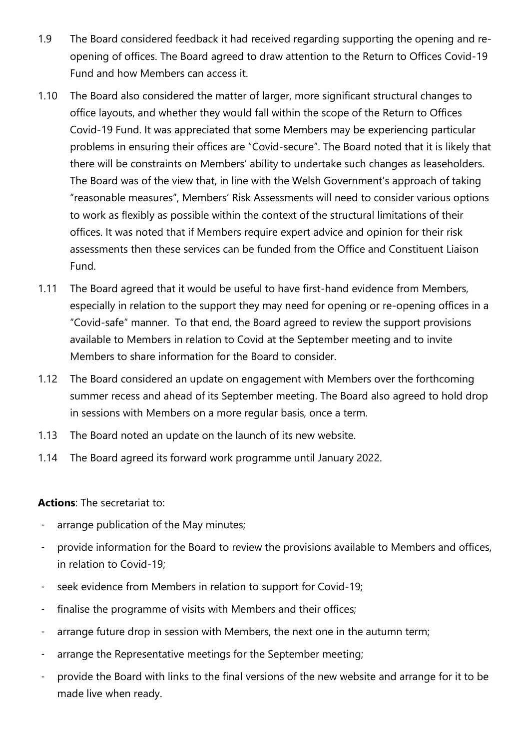1.9 The Board considered feedback it had received regarding supporting the opening and re-opening of offices. The Board agreed to draw attention to the Return to Offices Covid-19 Fund and how Members can access it.

1.10 The Board also considered the matter of larger, more significant structural changes to office layouts, and whether they would fall within the scope of the Return to Offices Covid-19 Fund. It was appreciated that some Members may be experiencing particular problems in ensuring their offices are "Covid-secure". The Board noted that it is likely that there will be constraints on Members' ability to undertake such changes as leaseholders. The Board was of the view that, in line with the Welsh Government's approach of taking "reasonable measures", Members' Risk Assessments will need to consider various options to work as flexibly as possible within the context of the structural limitations of their offices. It was noted that if Members require expert advice and opinion for their risk assessments then these services can be funded from the Office and Constituent Liaison Fund.

1.11 The Board agreed that it would be useful to have first-hand evidence from Members, especially in relation to the support they may need for opening or re-opening offices in a "Covid-safe" manner. To that end, the Board agreed to review the support provisions available to Members in relation to Covid at the September meeting and to invite Members to share information for the Board to consider.

1.12 The Board considered an update on engagement with Members over the forthcoming summer recess and ahead of its September meeting. The Board also agreed to hold drop in sessions with Members on a more regular basis, once a term.

1.13 The Board noted an update on the launch of its new website.

1.14 The Board agreed its forward work programme until January 2022.

**Actions**: The secretariat to:

- arrange publication of the May minutes;
- provide information for the Board to review the provisions available to Members and offices, in relation to Covid-19;
- seek evidence from Members in relation to support for Covid-19;
- finalise the programme of visits with Members and their offices;
- arrange future drop in session with Members, the next one in the autumn term;
- arrange the Representative meetings for the September meeting;
- provide the Board with links to the final versions of the new website and arrange for it to be made live when ready.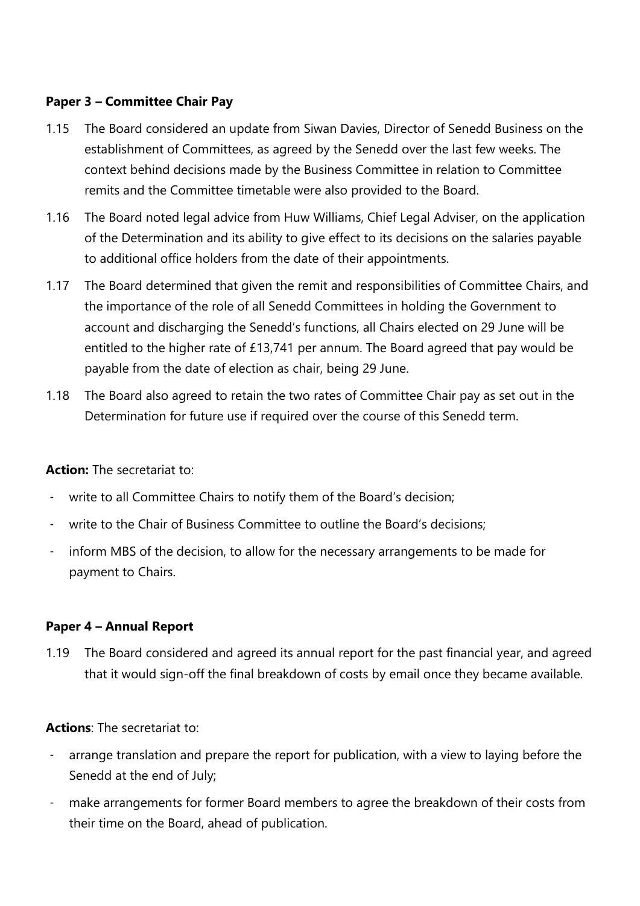**Paper 3 – Committee Chair Pay**

1.15 The Board considered an update from Siwan Davies, Director of Senedd Business on the establishment of Committees, as agreed by the Senedd over the last few weeks. The context behind decisions made by the Business Committee in relation to Committee remits and the Committee timetable were also provided to the Board.

1.16 The Board noted legal advice from Huw Williams, Chief Legal Adviser, on the application of the Determination and its ability to give effect to its decisions on the salaries payable to additional office holders from the date of their appointments.

1.17 The Board determined that given the remit and responsibilities of Committee Chairs, and the importance of the role of all Senedd Committees in holding the Government to account and discharging the Senedd's functions, all Chairs elected on 29 June will be entitled to the higher rate of £13,741 per annum. The Board agreed that pay would be payable from the date of election as chair, being 29 June.

1.18 The Board also agreed to retain the two rates of Committee Chair pay as set out in the Determination for future use if required over the course of this Senedd term.

**Action:** The secretariat to:

- write to all Committee Chairs to notify them of the Board's decision;
- write to the Chair of Business Committee to outline the Board's decisions;
- inform MBS of the decision, to allow for the necessary arrangements to be made for payment to Chairs.

**Paper 4 – Annual Report**

1.19 The Board considered and agreed its annual report for the past financial year, and agreed that it would sign-off the final breakdown of costs by email once they became available.

**Actions**: The secretariat to:

- arrange translation and prepare the report for publication, with a view to laying before the Senedd at the end of July;
- make arrangements for former Board members to agree the breakdown of their costs from their time on the Board, ahead of publication.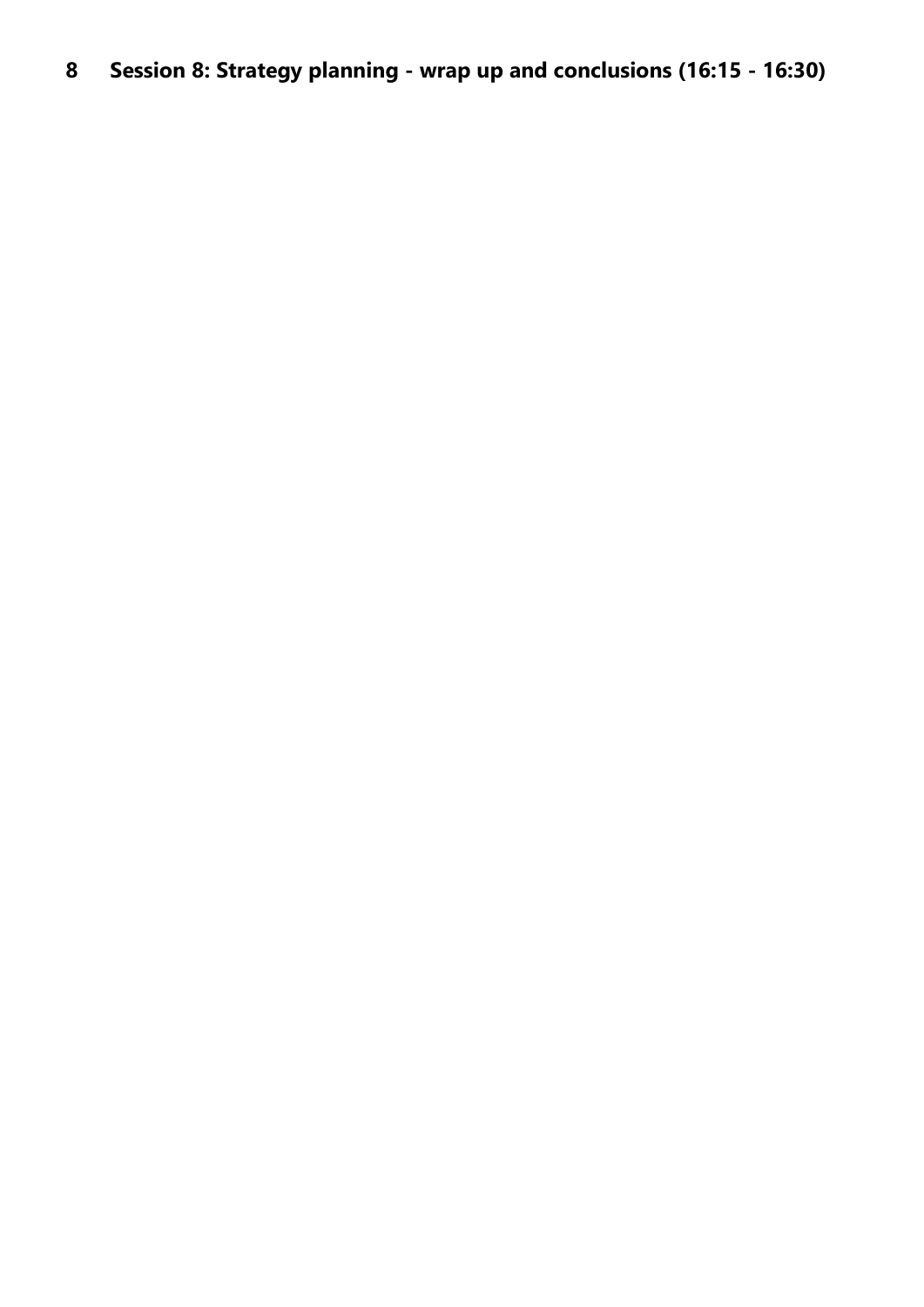# 8 Session 8: Strategy planning - wrap up and conclusions (16:15 - 16:30)